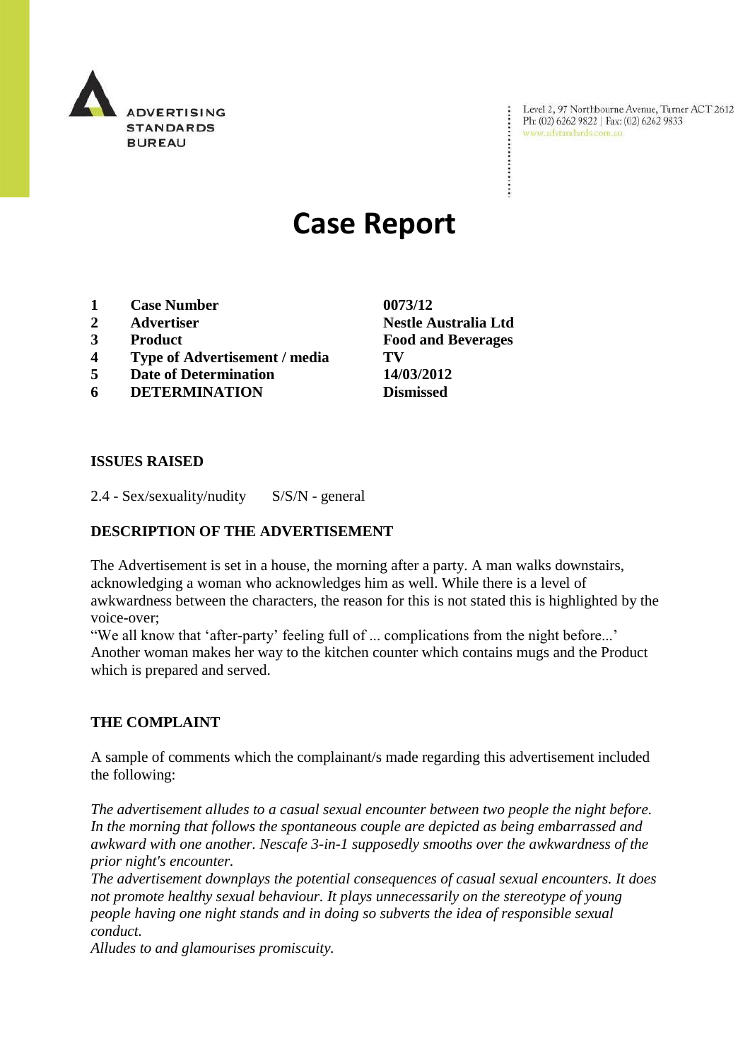ADVERTISING STANDARDS BUREAU

Level 2, 97 Northbourne Avenue, Turner ACT 2612
Ph: (02) 6262 9822 | Fax: (02) 6262 9833
www.adstandards.com.au

# Case Report

| | | |
|---|---|---|
| 1 | **Case Number** | **0073/12** |
| 2 | **Advertiser** | **Nestle Australia Ltd** |
| 3 | **Product** | **Food and Beverages** |
| 4 | **Type of Advertisement / media** | **TV** |
| 5 | **Date of Determination** | **14/03/2012** |
| 6 | **DETERMINATION** | **Dismissed** |

**ISSUES RAISED**

2.4 - Sex/sexuality/nudity S/S/N - general

**DESCRIPTION OF THE ADVERTISEMENT**

The Advertisement is set in a house, the morning after a party. A man walks downstairs, acknowledging a woman who acknowledges him as well. While there is a level of awkwardness between the characters, the reason for this is not stated this is highlighted by the voice-over;
"We all know that 'after-party' feeling full of ... complications from the night before..'
Another woman makes her way to the kitchen counter which contains mugs and the Product which is prepared and served.

**THE COMPLAINT**

A sample of comments which the complainant/s made regarding this advertisement included the following:

*The advertisement alludes to a casual sexual encounter between two people the night before. In the morning that follows the spontaneous couple are depicted as being embarrassed and awkward with one another. Nescafe 3-in-1 supposedly smooths over the awkwardness of the prior night's encounter.*
*The advertisement downplays the potential consequences of casual sexual encounters. It does not promote healthy sexual behaviour. It plays unnecessarily on the stereotype of young people having one night stands and in doing so subverts the idea of responsible sexual conduct.*
*Alludes to and glamourises promiscuity.*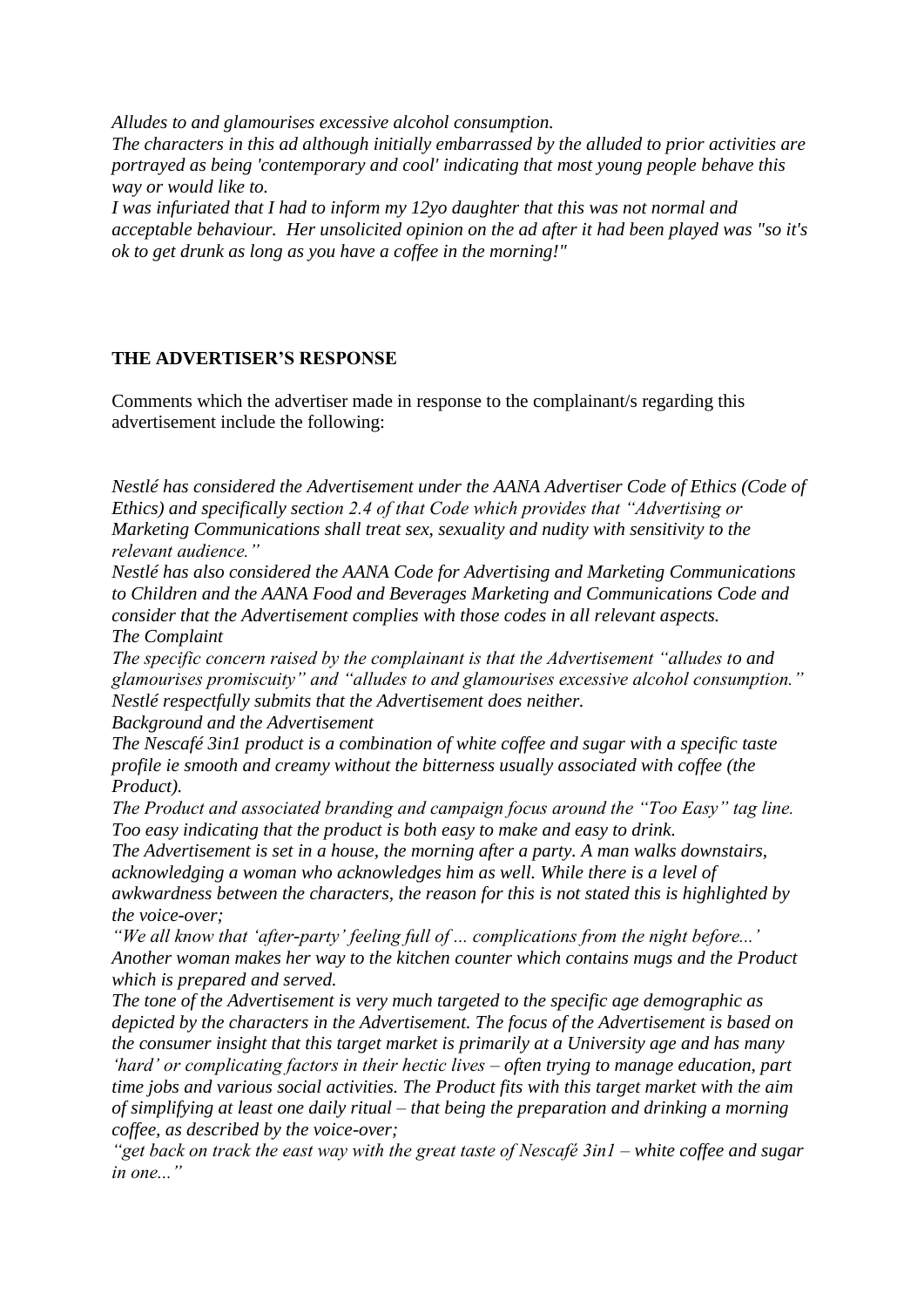*Alludes to and glamourises excessive alcohol consumption.*
*The characters in this ad although initially embarrassed by the alluded to prior activities are portrayed as being 'contemporary and cool' indicating that most young people behave this way or would like to.*
*I was infuriated that I had to inform my 12yo daughter that this was not normal and acceptable behaviour. Her unsolicited opinion on the ad after it had been played was "so it's ok to get drunk as long as you have a coffee in the morning!"*

**THE ADVERTISER'S RESPONSE**

Comments which the advertiser made in response to the complainant/s regarding this advertisement include the following:

*Nestlé has considered the Advertisement under the AANA Advertiser Code of Ethics (Code of Ethics) and specifically section 2.4 of that Code which provides that "Advertising or Marketing Communications shall treat sex, sexuality and nudity with sensitivity to the relevant audience."*
*Nestlé has also considered the AANA Code for Advertising and Marketing Communications to Children and the AANA Food and Beverages Marketing and Communications Code and consider that the Advertisement complies with those codes in all relevant aspects.*
*The Complaint*
*The specific concern raised by the complainant is that the Advertisement "alludes to and glamourises promiscuity" and "alludes to and glamourises excessive alcohol consumption." Nestlé respectfully submits that the Advertisement does neither.*
*Background and the Advertisement*
*The Nescafé 3in1 product is a combination of white coffee and sugar with a specific taste profile ie smooth and creamy without the bitterness usually associated with coffee (the Product).*
*The Product and associated branding and campaign focus around the "Too Easy" tag line. Too easy indicating that the product is both easy to make and easy to drink.*
*The Advertisement is set in a house, the morning after a party. A man walks downstairs, acknowledging a woman who acknowledges him as well. While there is a level of awkwardness between the characters, the reason for this is not stated this is highlighted by the voice-over;*
*"We all know that 'after-party' feeling full of ... complications from the night before...'*
*Another woman makes her way to the kitchen counter which contains mugs and the Product which is prepared and served.*
*The tone of the Advertisement is very much targeted to the specific age demographic as depicted by the characters in the Advertisement. The focus of the Advertisement is based on the consumer insight that this target market is primarily at a University age and has many 'hard' or complicating factors in their hectic lives – often trying to manage education, part time jobs and various social activities. The Product fits with this target market with the aim of simplifying at least one daily ritual – that being the preparation and drinking a morning coffee, as described by the voice-over;*
*"get back on track the east way with the great taste of Nescafé 3in1 – white coffee and sugar in one..."*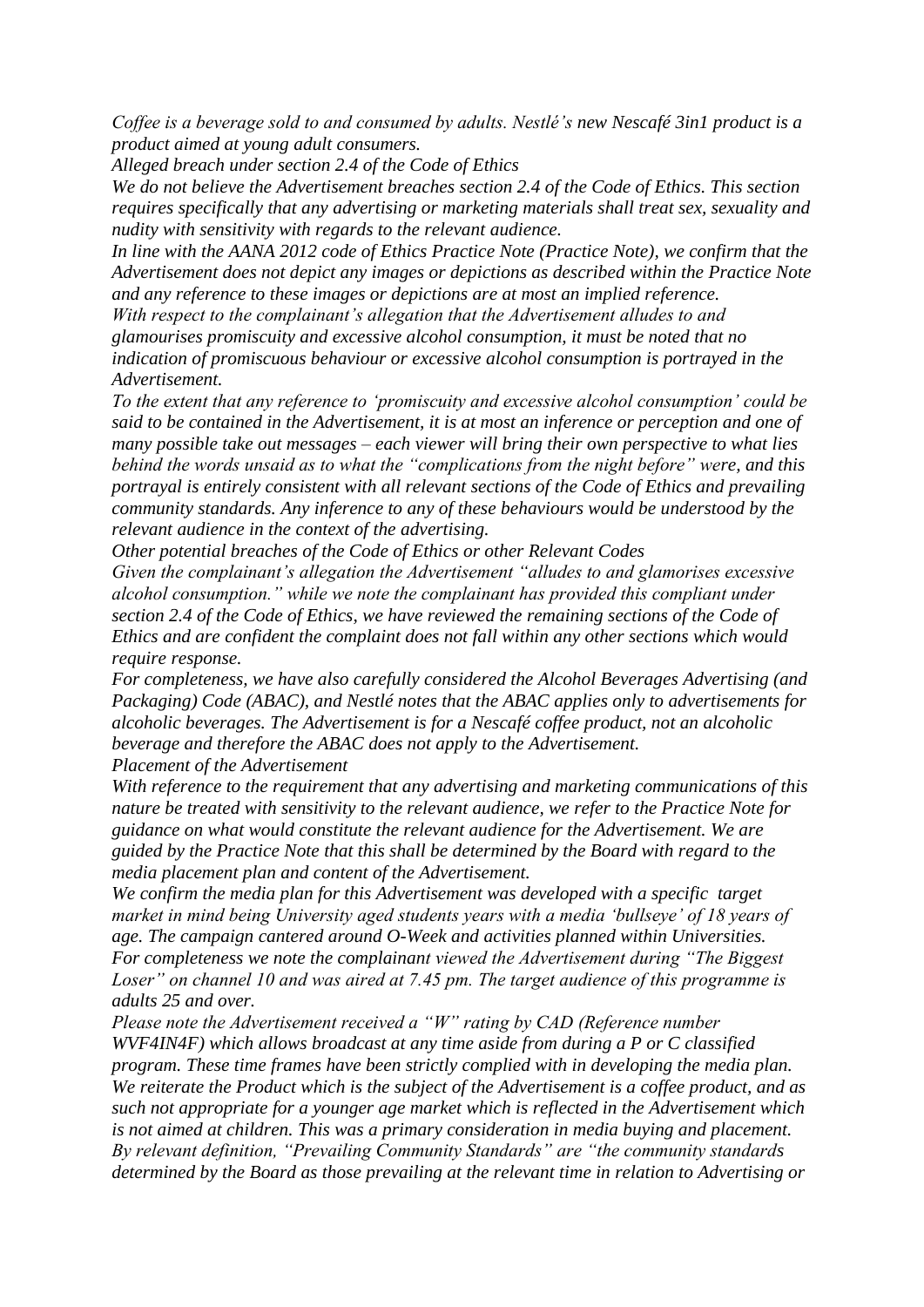*Coffee is a beverage sold to and consumed by adults. Nestlé's new Nescafé 3in1 product is a product aimed at young adult consumers.*

*Alleged breach under section 2.4 of the Code of Ethics*

*We do not believe the Advertisement breaches section 2.4 of the Code of Ethics. This section requires specifically that any advertising or marketing materials shall treat sex, sexuality and nudity with sensitivity with regards to the relevant audience.*

*In line with the AANA 2012 code of Ethics Practice Note (Practice Note), we confirm that the Advertisement does not depict any images or depictions as described within the Practice Note and any reference to these images or depictions are at most an implied reference.*

*With respect to the complainant's allegation that the Advertisement alludes to and glamourises promiscuity and excessive alcohol consumption, it must be noted that no indication of promiscuous behaviour or excessive alcohol consumption is portrayed in the Advertisement.*

*To the extent that any reference to 'promiscuity and excessive alcohol consumption' could be said to be contained in the Advertisement, it is at most an inference or perception and one of many possible take out messages – each viewer will bring their own perspective to what lies behind the words unsaid as to what the "complications from the night before" were, and this portrayal is entirely consistent with all relevant sections of the Code of Ethics and prevailing community standards. Any inference to any of these behaviours would be understood by the relevant audience in the context of the advertising.*

*Other potential breaches of the Code of Ethics or other Relevant Codes*

*Given the complainant's allegation the Advertisement "alludes to and glamorises excessive alcohol consumption." while we note the complainant has provided this compliant under section 2.4 of the Code of Ethics, we have reviewed the remaining sections of the Code of Ethics and are confident the complaint does not fall within any other sections which would require response.*

*For completeness, we have also carefully considered the Alcohol Beverages Advertising (and Packaging) Code (ABAC), and Nestlé notes that the ABAC applies only to advertisements for alcoholic beverages. The Advertisement is for a Nescafé coffee product, not an alcoholic beverage and therefore the ABAC does not apply to the Advertisement.*

*Placement of the Advertisement*

*With reference to the requirement that any advertising and marketing communications of this nature be treated with sensitivity to the relevant audience, we refer to the Practice Note for guidance on what would constitute the relevant audience for the Advertisement. We are guided by the Practice Note that this shall be determined by the Board with regard to the media placement plan and content of the Advertisement.*

*We confirm the media plan for this Advertisement was developed with a specific target market in mind being University aged students years with a media 'bullseye' of 18 years of age. The campaign cantered around O-Week and activities planned within Universities.*

*For completeness we note the complainant viewed the Advertisement during "The Biggest Loser" on channel 10 and was aired at 7.45 pm. The target audience of this programme is adults 25 and over.*

*Please note the Advertisement received a "W" rating by CAD (Reference number WVF4IN4F) which allows broadcast at any time aside from during a P or C classified program. These time frames have been strictly complied with in developing the media plan.*

*We reiterate the Product which is the subject of the Advertisement is a coffee product, and as such not appropriate for a younger age market which is reflected in the Advertisement which is not aimed at children. This was a primary consideration in media buying and placement.*

*By relevant definition, "Prevailing Community Standards" are "the community standards determined by the Board as those prevailing at the relevant time in relation to Advertising or*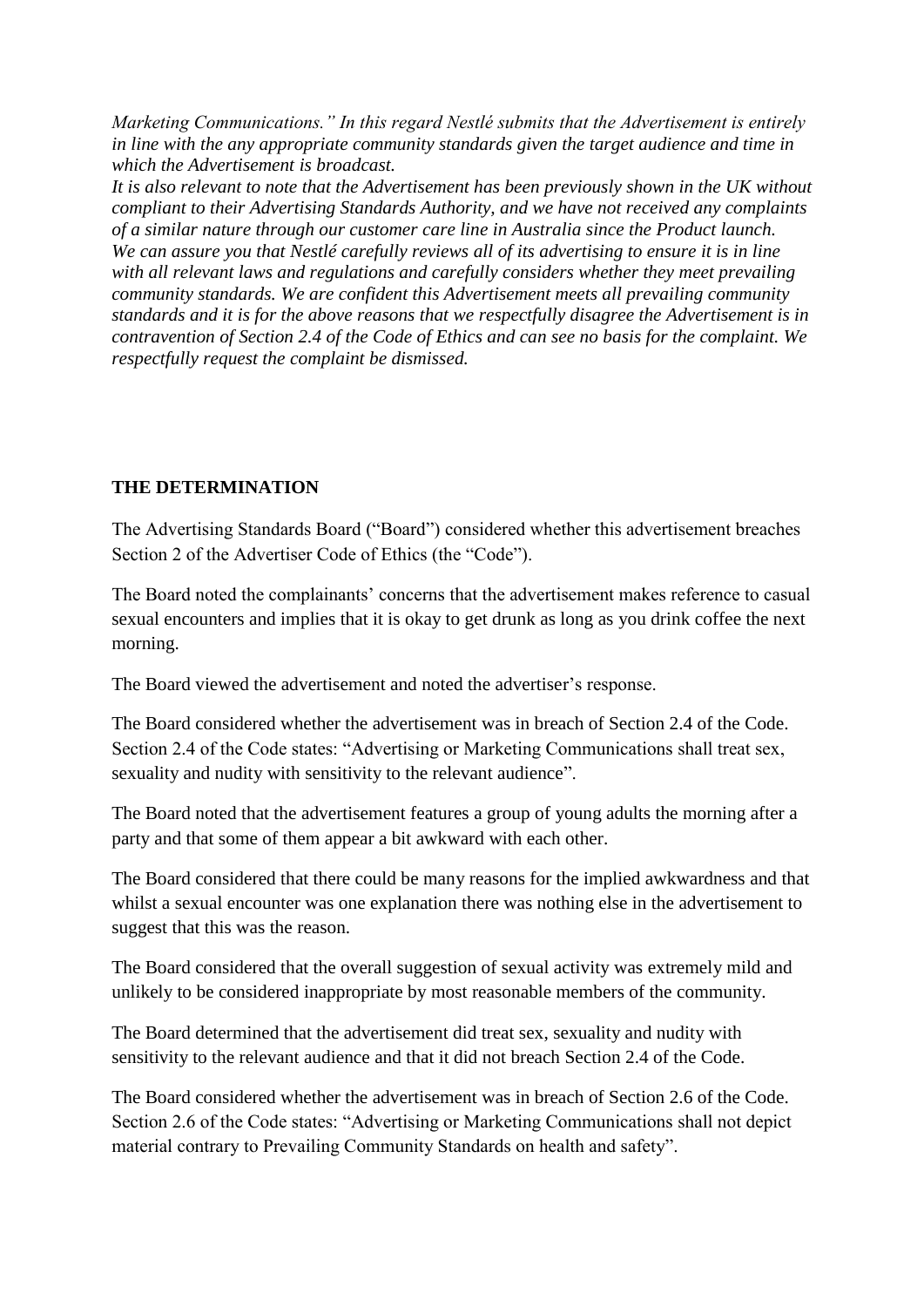*Marketing Communications." In this regard Nestlé submits that the Advertisement is entirely in line with the any appropriate community standards given the target audience and time in which the Advertisement is broadcast.*

*It is also relevant to note that the Advertisement has been previously shown in the UK without compliant to their Advertising Standards Authority, and we have not received any complaints of a similar nature through our customer care line in Australia since the Product launch.*

*We can assure you that Nestlé carefully reviews all of its advertising to ensure it is in line with all relevant laws and regulations and carefully considers whether they meet prevailing community standards. We are confident this Advertisement meets all prevailing community standards and it is for the above reasons that we respectfully disagree the Advertisement is in contravention of Section 2.4 of the Code of Ethics and can see no basis for the complaint. We respectfully request the complaint be dismissed.*

**THE DETERMINATION**

The Advertising Standards Board ("Board") considered whether this advertisement breaches Section 2 of the Advertiser Code of Ethics (the "Code").

The Board noted the complainants' concerns that the advertisement makes reference to casual sexual encounters and implies that it is okay to get drunk as long as you drink coffee the next morning.

The Board viewed the advertisement and noted the advertiser's response.

The Board considered whether the advertisement was in breach of Section 2.4 of the Code. Section 2.4 of the Code states: "Advertising or Marketing Communications shall treat sex, sexuality and nudity with sensitivity to the relevant audience".

The Board noted that the advertisement features a group of young adults the morning after a party and that some of them appear a bit awkward with each other.

The Board considered that there could be many reasons for the implied awkwardness and that whilst a sexual encounter was one explanation there was nothing else in the advertisement to suggest that this was the reason.

The Board considered that the overall suggestion of sexual activity was extremely mild and unlikely to be considered inappropriate by most reasonable members of the community.

The Board determined that the advertisement did treat sex, sexuality and nudity with sensitivity to the relevant audience and that it did not breach Section 2.4 of the Code.

The Board considered whether the advertisement was in breach of Section 2.6 of the Code. Section 2.6 of the Code states: "Advertising or Marketing Communications shall not depict material contrary to Prevailing Community Standards on health and safety".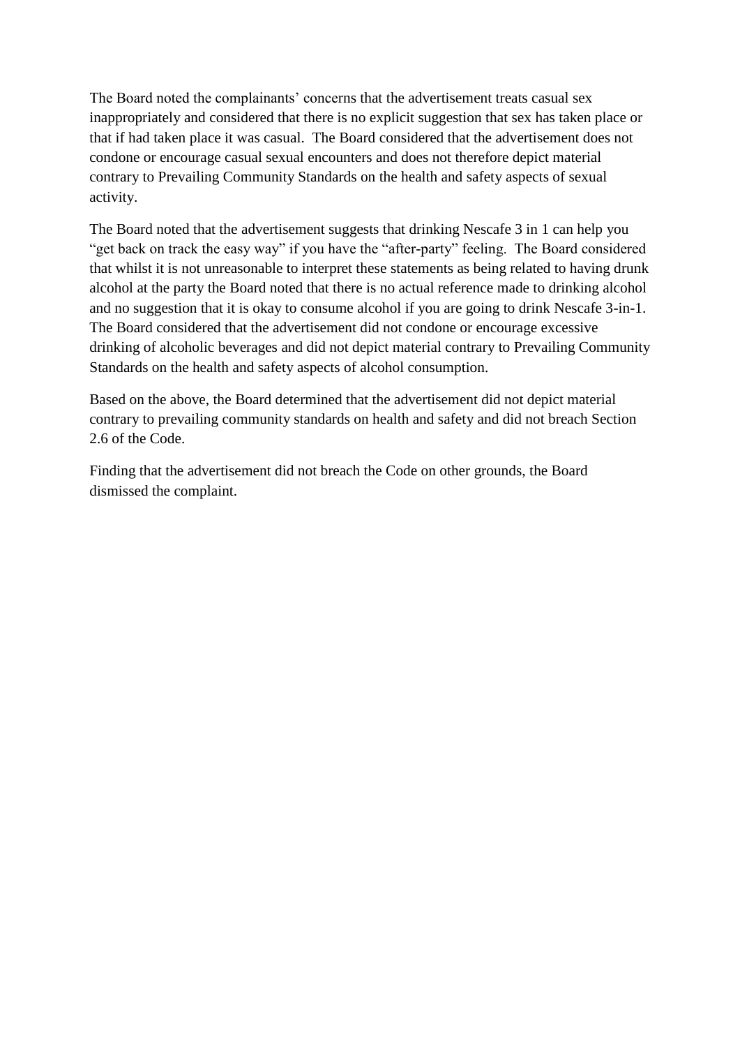The Board noted the complainants' concerns that the advertisement treats casual sex inappropriately and considered that there is no explicit suggestion that sex has taken place or that if had taken place it was casual. The Board considered that the advertisement does not condone or encourage casual sexual encounters and does not therefore depict material contrary to Prevailing Community Standards on the health and safety aspects of sexual activity.

The Board noted that the advertisement suggests that drinking Nescafe 3 in 1 can help you "get back on track the easy way" if you have the "after-party" feeling. The Board considered that whilst it is not unreasonable to interpret these statements as being related to having drunk alcohol at the party the Board noted that there is no actual reference made to drinking alcohol and no suggestion that it is okay to consume alcohol if you are going to drink Nescafe 3-in-1. The Board considered that the advertisement did not condone or encourage excessive drinking of alcoholic beverages and did not depict material contrary to Prevailing Community Standards on the health and safety aspects of alcohol consumption.

Based on the above, the Board determined that the advertisement did not depict material contrary to prevailing community standards on health and safety and did not breach Section 2.6 of the Code.

Finding that the advertisement did not breach the Code on other grounds, the Board dismissed the complaint.